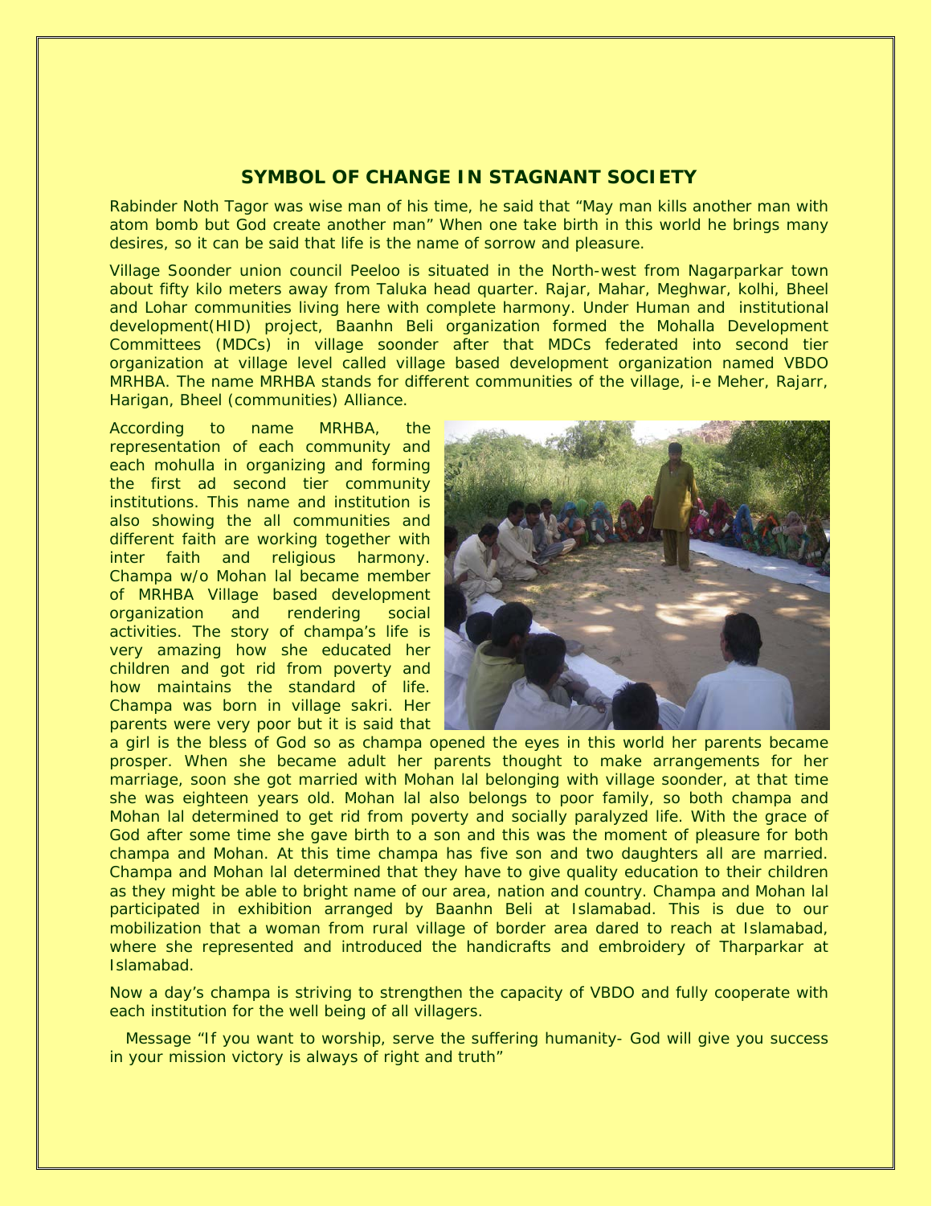## SYMBOL OF CHANGE IN STAGNANT SOCIETY

Rabinder Noth Tagor was wise man of his time, he said that "May man kills another man with atom bomb but God create another man" When one take birth in this world he brings many desires, so it can be said that life is the name of sorrow and pleasure.

Village Soonder union council Peeloo is situated in the North-west from Nagarparkar town about fifty kilo meters away from Taluka head quarter. Rajar, Mahar, Meghwar, kolhi, Bheel and Lohar communities living here with complete harmony. Under Human and institutional development(HID) project, Baanhn Beli organization formed the Mohalla Development Committees (MDCs) in village soonder after that MDCs federated into second tier organization at village level called village based development organization named VBDO MRHBA. The name MRHBA stands for different communities of the village, i-e Meher, Rajarr, Harigan, Bheel (communities) Alliance.

According to name MRHBA, the representation of each community and each mohulla in organizing and forming the first ad second tier community institutions. This name and institution is also showing the all communities and different faith are working together with inter faith and religious harmony. Champa w/o Mohan lal became member of MRHBA Village based development organization and rendering social activities. The story of champa's life is very amazing how she educated her children and got rid from poverty and how maintains the standard of life. Champa was born in village sakri. Her parents were very poor but it is said that a girl is the bless of God so as champa opened the eyes in this world her parents became prosper. When she became adult her parents thought to make arrangements for her marriage, soon she got married with Mohan lal belonging with village soonder, at that time she was eighteen years old. Mohan lal also belongs to poor family, so both champa and Mohan lal determined to get rid from poverty and socially paralyzed life. With the grace of God after some time she gave birth to a son and this was the moment of pleasure for both champa and Mohan. At this time champa has five son and two daughters all are married. Champa and Mohan lal determined that they have to give quality education to their children as they might be able to bright name of our area, nation and country. Champa and Mohan lal participated in exhibition arranged by Baanhn Beli at Islamabad. This is due to our mobilization that a woman from rural village of border area dared to reach at Islamabad, where she represented and introduced the handicrafts and embroidery of Tharparkar at Islamabad.

Now a day's champa is striving to strengthen the capacity of VBDO and fully cooperate with each institution for the well being of all villagers.

Message "If you want to worship, serve the suffering humanity- God will give you success in your mission victory is always of right and truth"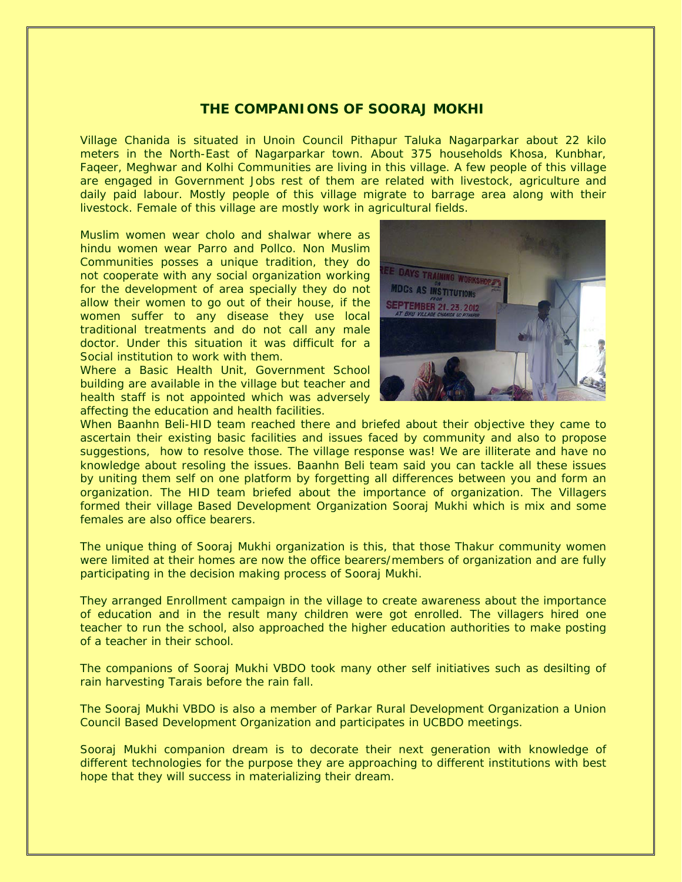## THE COMPANIONS OF SOORAJ MOKHI

Village Chanida is situated in Unoin Council Pithapur Taluka Nagarparkar about 22 kilo meters in the North-East of Nagarparkar town. About 375 households Khosa, Kunbhar, Faqeer, Meghwar and Kolhi Communities are living in this village. A few people of this village are engaged in Government Jobs rest of them are related with livestock, agriculture and daily paid labour. Mostly people of this village migrate to barrage area along with their livestock. Female of this village are mostly work in agricultural fields.

Muslim women wear cholo and shalwar where as hindu women wear Parro and Pollco. Non Muslim Communities posses a unique tradition, they do not cooperate with any social organization working for the development of area specially they do not allow their women to go out of their house, if the women suffer to any disease they use local traditional treatments and do not call any male doctor. Under this situation it was difficult for a Social institution to work with them.

Where a Basic Health Unit, Government School building are available in the village but teacher and health staff is not appointed which was adversely affecting the education and health facilities.

When Baanhn Beli-HID team reached there and briefed about their objective they came to ascertain their existing basic facilities and issues faced by community and also to propose suggestions, how to resolve those. The village response was! We are illiterate and have no knowledge about resoling the issues. Baanhn Beli team said you can tackle all these issues by uniting them self on one platform by forgetting all differences between you and form an organization. The HID team briefed about the importance of organization. The Villagers formed their village Based Development Organization Sooraj Mukhi which is mix and some females are also office bearers.

The unique thing of Sooraj Mukhi organization is this, that those Thakur community women were limited at their homes are now the office bearers/members of organization and are fully participating in the decision making process of Sooraj Mukhi.

They arranged Enrollment campaign in the village to create awareness about the importance of education and in the result many children were got enrolled. The villagers hired one teacher to run the school, also approached the higher education authorities to make posting of a teacher in their school.

The companions of Sooraj Mukhi VBDO took many other self initiatives such as desilting of rain harvesting Tarais before the rain fall.

The Sooraj Mukhi VBDO is also a member of Parkar Rural Development Organization a Union Council Based Development Organization and participates in UCBDO meetings.

Sooraj Mukhi companion dream is to decorate their next generation with knowledge of different technologies for the purpose they are approaching to different institutions with best hope that they will success in materializing their dream.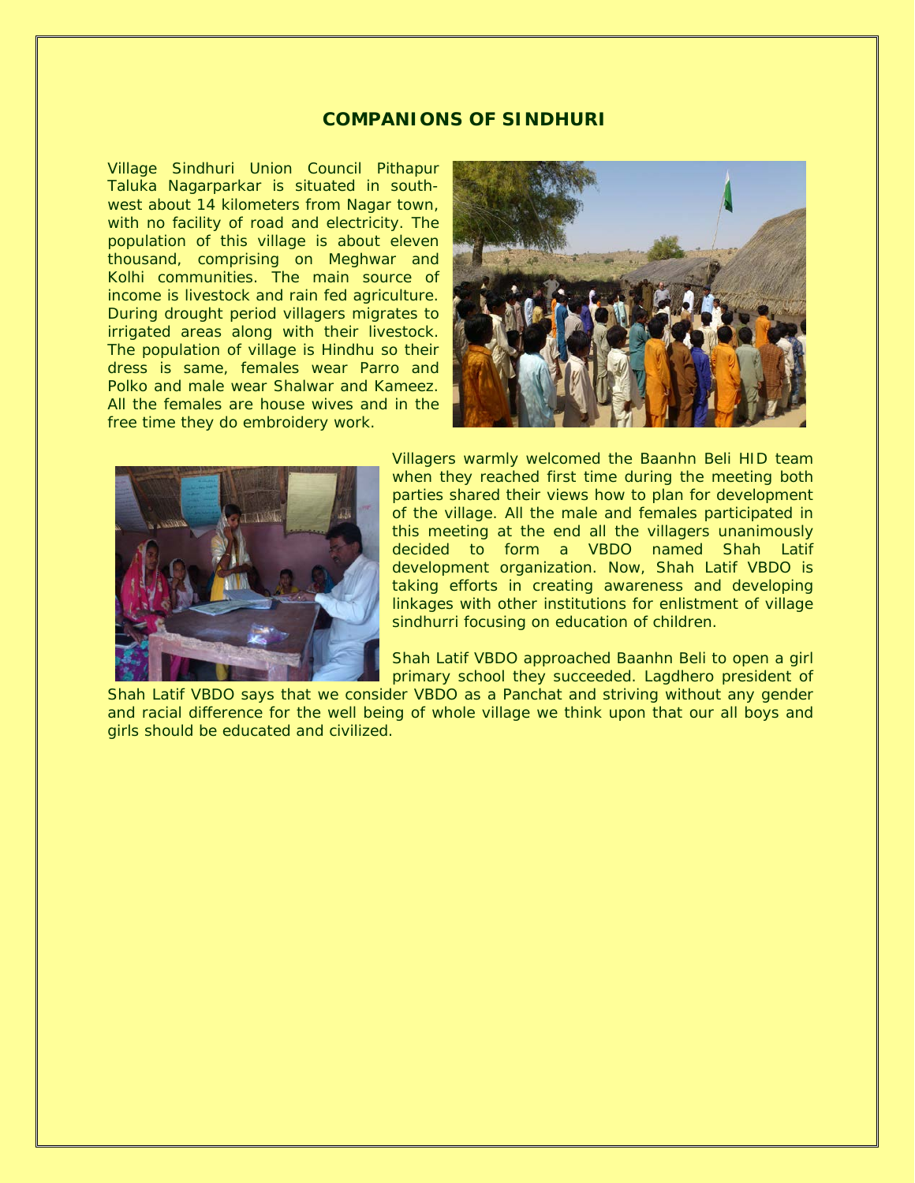## COMPANIONS OF SINDHURI

Village Sindhuri Union Council Pithapur Taluka Nagarparkar is situated in south-west about 14 kilometers from Nagar town, with no facility of road and electricity. The population of this village is about eleven thousand, comprising on Meghwar and Kolhi communities. The main source of income is livestock and rain fed agriculture. During drought period villagers migrates to irrigated areas along with their livestock. The population of village is Hindhu so their dress is same, females wear Parro and Polko and male wear Shalwar and Kameez. All the females are house wives and in the free time they do embroidery work.

Villagers warmly welcomed the Baanhn Beli HID team when they reached first time during the meeting both parties shared their views how to plan for development of the village. All the male and females participated in this meeting at the end all the villagers unanimously decided to form a VBDO named Shah Latif development organization. Now, Shah Latif VBDO is taking efforts in creating awareness and developing linkages with other institutions for enlistment of village sindhurri focusing on education of children.

Shah Latif VBDO approached Baanhn Beli to open a girl primary school they succeeded. Lagdhero president of Shah Latif VBDO says that we consider VBDO as a Panchat and striving without any gender and racial difference for the well being of whole village we think upon that our all boys and girls should be educated and civilized.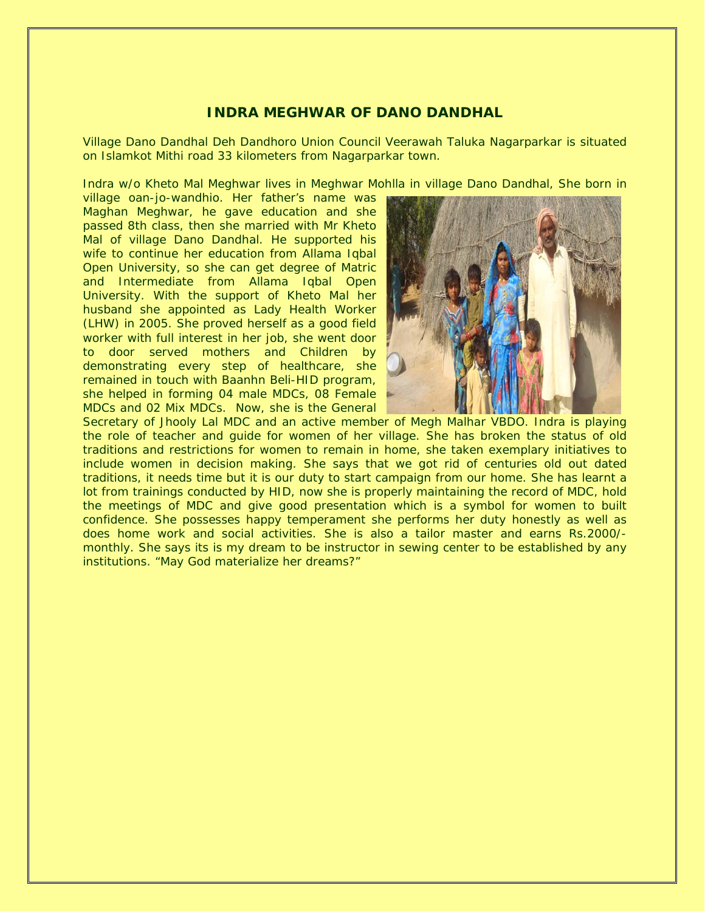## INDRA MEGHWAR OF DANO DANDHAL

Village Dano Dandhal Deh Dandhoro Union Council Veerawah Taluka Nagarparkar is situated on Islamkot Mithi road 33 kilometers from Nagarparkar town.

Indra w/o Kheto Mal Meghwar lives in Meghwar Mohlla in village Dano Dandhal, She born in village oan-jo-wandhio. Her father's name was Maghan Meghwar, he gave education and she passed 8th class, then she married with Mr Kheto Mal of village Dano Dandhal. He supported his wife to continue her education from Allama Iqbal Open University, so she can get degree of Matric and Intermediate from Allama Iqbal Open University. With the support of Kheto Mal her husband she appointed as Lady Health Worker (LHW) in 2005. She proved herself as a good field worker with full interest in her job, she went door to door served mothers and Children by demonstrating every step of healthcare, she remained in touch with Baanhn Beli-HID program, she helped in forming 04 male MDCs, 08 Female MDCs and 02 Mix MDCs. Now, she is the General Secretary of Jhooly Lal MDC and an active member of Megh Malhar VBDO. Indra is playing the role of teacher and guide for women of her village. She has broken the status of old traditions and restrictions for women to remain in home, she taken exemplary initiatives to include women in decision making. She says that we got rid of centuries old out dated traditions, it needs time but it is our duty to start campaign from our home. She has learnt a lot from trainings conducted by HID, now she is properly maintaining the record of MDC, hold the meetings of MDC and give good presentation which is a symbol for women to built confidence. She possesses happy temperament she performs her duty honestly as well as does home work and social activities. She is also a tailor master and earns Rs.2000/- monthly. She says its is my dream to be instructor in sewing center to be established by any institutions. "May God materialize her dreams?"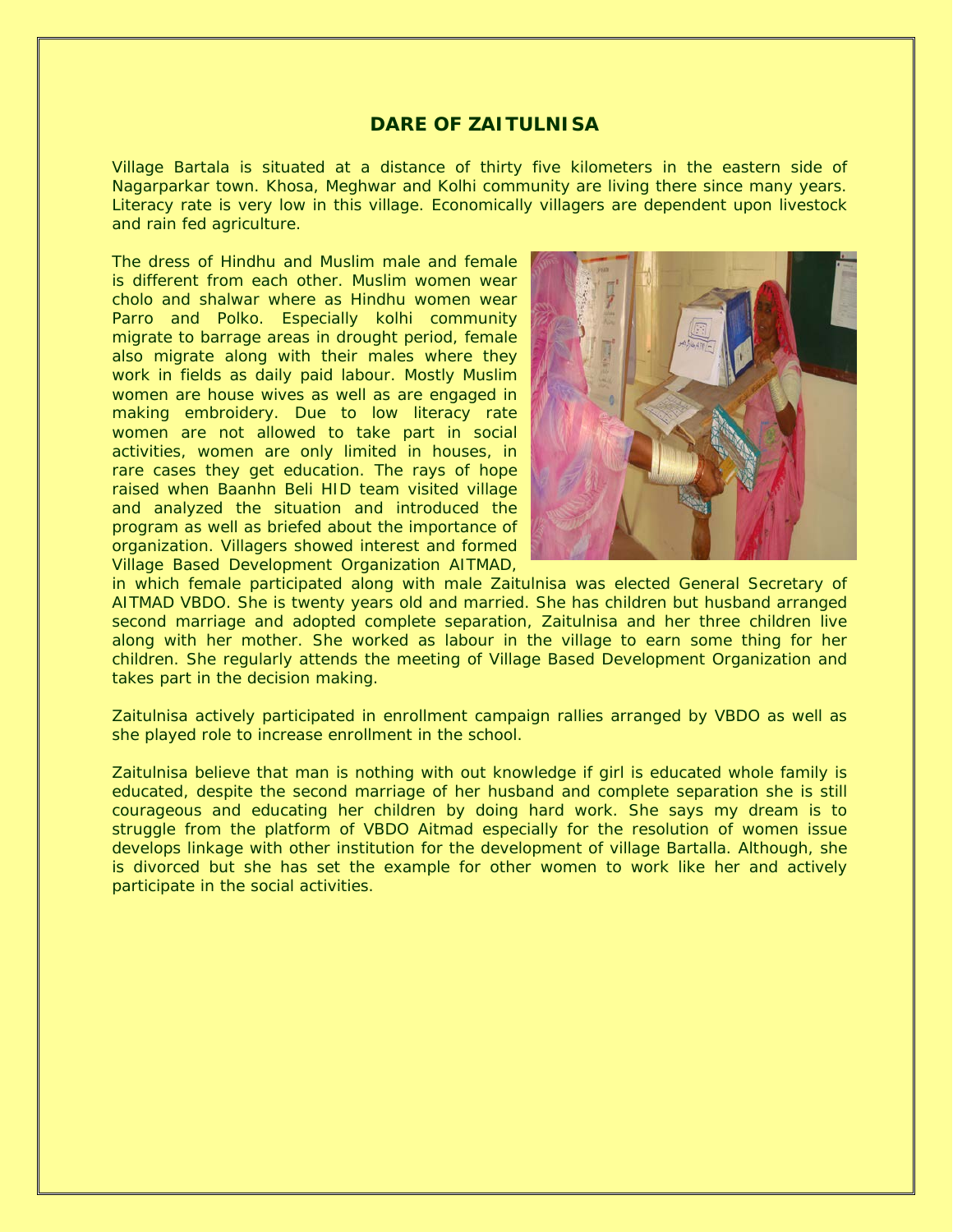## DARE OF ZAITULNISA

Village Bartala is situated at a distance of thirty five kilometers in the eastern side of Nagarparkar town. Khosa, Meghwar and Kolhi community are living there since many years. Literacy rate is very low in this village. Economically villagers are dependent upon livestock and rain fed agriculture.

The dress of Hindhu and Muslim male and female is different from each other. Muslim women wear cholo and shalwar where as Hindhu women wear Parro and Polko. Especially kolhi community migrate to barrage areas in drought period, female also migrate along with their males where they work in fields as daily paid labour. Mostly Muslim women are house wives as well as are engaged in making embroidery. Due to low literacy rate women are not allowed to take part in social activities, women are only limited in houses, in rare cases they get education. The rays of hope raised when Baanhn Beli HID team visited village and analyzed the situation and introduced the program as well as briefed about the importance of organization. Villagers showed interest and formed Village Based Development Organization AITMAD, in which female participated along with male Zaitulnisa was elected General Secretary of AITMAD VBDO. She is twenty years old and married. She has children but husband arranged second marriage and adopted complete separation, Zaitulnisa and her three children live along with her mother. She worked as labour in the village to earn some thing for her children. She regularly attends the meeting of Village Based Development Organization and takes part in the decision making.

Zaitulnisa actively participated in enrollment campaign rallies arranged by VBDO as well as she played role to increase enrollment in the school.

Zaitulnisa believe that man is nothing with out knowledge if girl is educated whole family is educated, despite the second marriage of her husband and complete separation she is still courageous and educating her children by doing hard work. She says my dream is to struggle from the platform of VBDO Aitmad especially for the resolution of women issue develops linkage with other institution for the development of village Bartalla. Although, she is divorced but she has set the example for other women to work like her and actively participate in the social activities.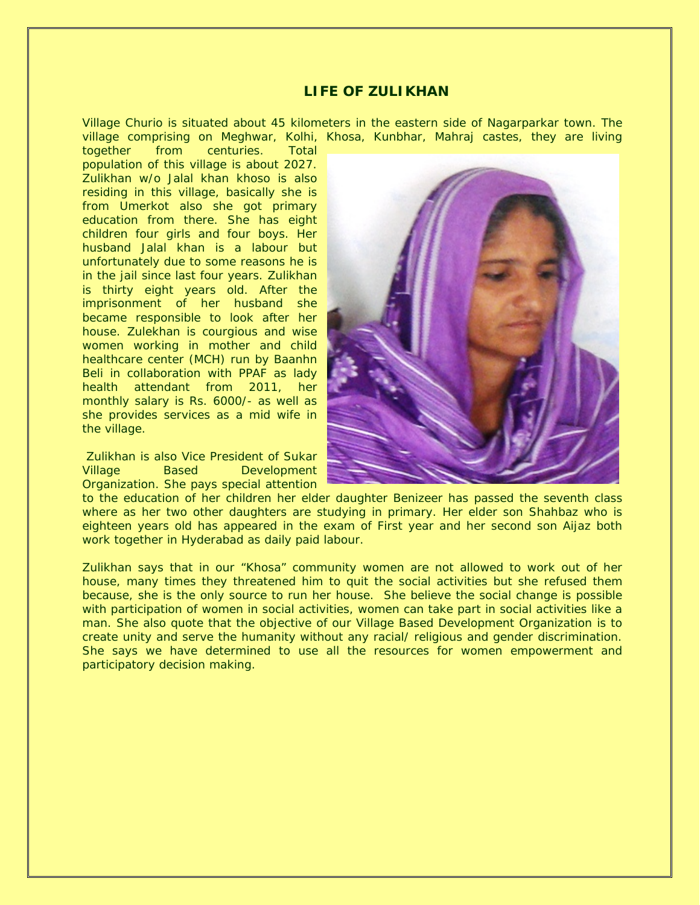## LIFE OF ZULIKHAN

Village Churio is situated about 45 kilometers in the eastern side of Nagarparkar town. The village comprising on Meghwar, Kolhi, Khosa, Kunbhar, Mahraj castes, they are living together from centuries. Total population of this village is about 2027. Zulikhan w/o Jalal khan khoso is also residing in this village, basically she is from Umerkot also she got primary education from there. She has eight children four girls and four boys. Her husband Jalal khan is a labour but unfortunately due to some reasons he is in the jail since last four years. Zulikhan is thirty eight years old. After the imprisonment of her husband she became responsible to look after her house. Zulekhan is courgious and wise women working in mother and child healthcare center (MCH) run by Baanhn Beli in collaboration with PPAF as lady health attendant from 2011, her monthly salary is Rs. 6000/- as well as she provides services as a mid wife in the village.

Zulikhan is also Vice President of Sukar Village Based Development Organization. She pays special attention to the education of her children her elder daughter Benizeer has passed the seventh class where as her two other daughters are studying in primary. Her elder son Shahbaz who is eighteen years old has appeared in the exam of First year and her second son Aijaz both work together in Hyderabad as daily paid labour.

Zulikhan says that in our "Khosa" community women are not allowed to work out of her house, many times they threatened him to quit the social activities but she refused them because, she is the only source to run her house. She believe the social change is possible with participation of women in social activities, women can take part in social activities like a man. She also quote that the objective of our Village Based Development Organization is to create unity and serve the humanity without any racial/ religious and gender discrimination. She says we have determined to use all the resources for women empowerment and participatory decision making.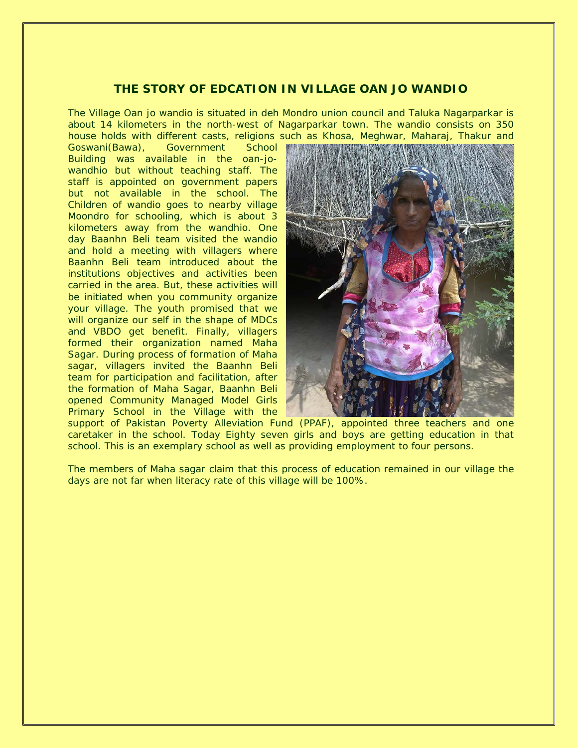## THE STORY OF EDCATION IN VILLAGE OAN JO WANDIO

The Village Oan jo wandio is situated in deh Mondro union council and Taluka Nagarparkar is about 14 kilometers in the north-west of Nagarparkar town. The wandio consists on 350 house holds with different casts, religions such as Khosa, Meghwar, Maharaj, Thakur and Goswani(Bawa), Government School Building was available in the oan-jo-wandhio but without teaching staff. The staff is appointed on government papers but not available in the school. The Children of wandio goes to nearby village Moondro for schooling, which is about 3 kilometers away from the wandhio. One day Baanhn Beli team visited the wandio and hold a meeting with villagers where Baanhn Beli team introduced about the institutions objectives and activities been carried in the area. But, these activities will be initiated when you community organize your village. The youth promised that we will organize our self in the shape of MDCs and VBDO get benefit. Finally, villagers formed their organization named Maha Sagar. During process of formation of Maha sagar, villagers invited the Baanhn Beli team for participation and facilitation, after the formation of Maha Sagar, Baanhn Beli opened Community Managed Model Girls Primary School in the Village with the support of Pakistan Poverty Alleviation Fund (PPAF), appointed three teachers and one caretaker in the school. Today Eighty seven girls and boys are getting education in that school. This is an exemplary school as well as providing employment to four persons.

The members of Maha sagar claim that this process of education remained in our village the days are not far when literacy rate of this village will be 100%.